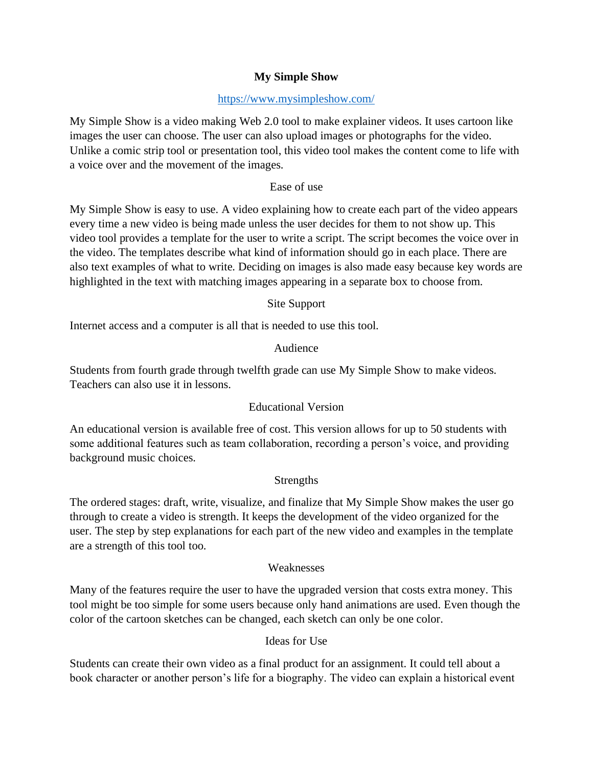# My Simple Show

https://www.mysimpleshow.com/

My Simple Show is a video making Web 2.0 tool to make explainer videos. It uses cartoon like images the user can choose. The user can also upload images or photographs for the video. Unlike a comic strip tool or presentation tool, this video tool makes the content come to life with a voice over and the movement of the images.

## Ease of use

My Simple Show is easy to use. A video explaining how to create each part of the video appears every time a new video is being made unless the user decides for them to not show up. This video tool provides a template for the user to write a script. The script becomes the voice over in the video. The templates describe what kind of information should go in each place. There are also text examples of what to write. Deciding on images is also made easy because key words are highlighted in the text with matching images appearing in a separate box to choose from.

## Site Support

Internet access and a computer is all that is needed to use this tool.

## Audience

Students from fourth grade through twelfth grade can use My Simple Show to make videos. Teachers can also use it in lessons.

## Educational Version

An educational version is available free of cost. This version allows for up to 50 students with some additional features such as team collaboration, recording a person's voice, and providing background music choices.

## Strengths

The ordered stages: draft, write, visualize, and finalize that My Simple Show makes the user go through to create a video is strength. It keeps the development of the video organized for the user. The step by step explanations for each part of the new video and examples in the template are a strength of this tool too.

## Weaknesses

Many of the features require the user to have the upgraded version that costs extra money. This tool might be too simple for some users because only hand animations are used. Even though the color of the cartoon sketches can be changed, each sketch can only be one color.

## Ideas for Use

Students can create their own video as a final product for an assignment. It could tell about a book character or another person's life for a biography. The video can explain a historical event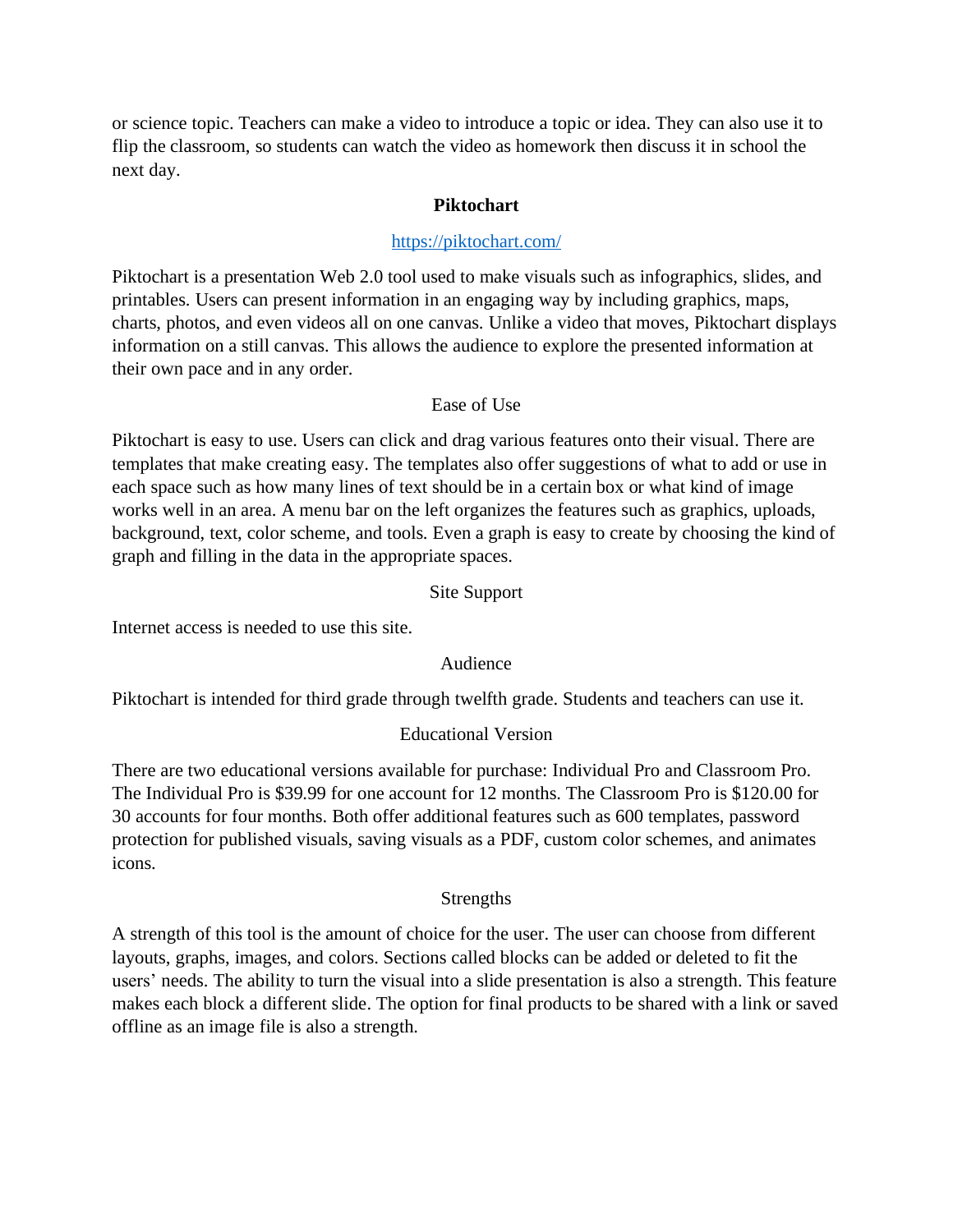or science topic. Teachers can make a video to introduce a topic or idea. They can also use it to flip the classroom, so students can watch the video as homework then discuss it in school the next day.

## Piktochart

https://piktochart.com/

Piktochart is a presentation Web 2.0 tool used to make visuals such as infographics, slides, and printables. Users can present information in an engaging way by including graphics, maps, charts, photos, and even videos all on one canvas. Unlike a video that moves, Piktochart displays information on a still canvas. This allows the audience to explore the presented information at their own pace and in any order.

### Ease of Use

Piktochart is easy to use. Users can click and drag various features onto their visual. There are templates that make creating easy. The templates also offer suggestions of what to add or use in each space such as how many lines of text should be in a certain box or what kind of image works well in an area. A menu bar on the left organizes the features such as graphics, uploads, background, text, color scheme, and tools. Even a graph is easy to create by choosing the kind of graph and filling in the data in the appropriate spaces.

### Site Support

Internet access is needed to use this site.

### Audience

Piktochart is intended for third grade through twelfth grade. Students and teachers can use it.

### Educational Version

There are two educational versions available for purchase: Individual Pro and Classroom Pro. The Individual Pro is $39.99 for one account for 12 months. The Classroom Pro is $120.00 for 30 accounts for four months. Both offer additional features such as 600 templates, password protection for published visuals, saving visuals as a PDF, custom color schemes, and animates icons.

### Strengths

A strength of this tool is the amount of choice for the user. The user can choose from different layouts, graphs, images, and colors. Sections called blocks can be added or deleted to fit the users' needs. The ability to turn the visual into a slide presentation is also a strength. This feature makes each block a different slide. The option for final products to be shared with a link or saved offline as an image file is also a strength.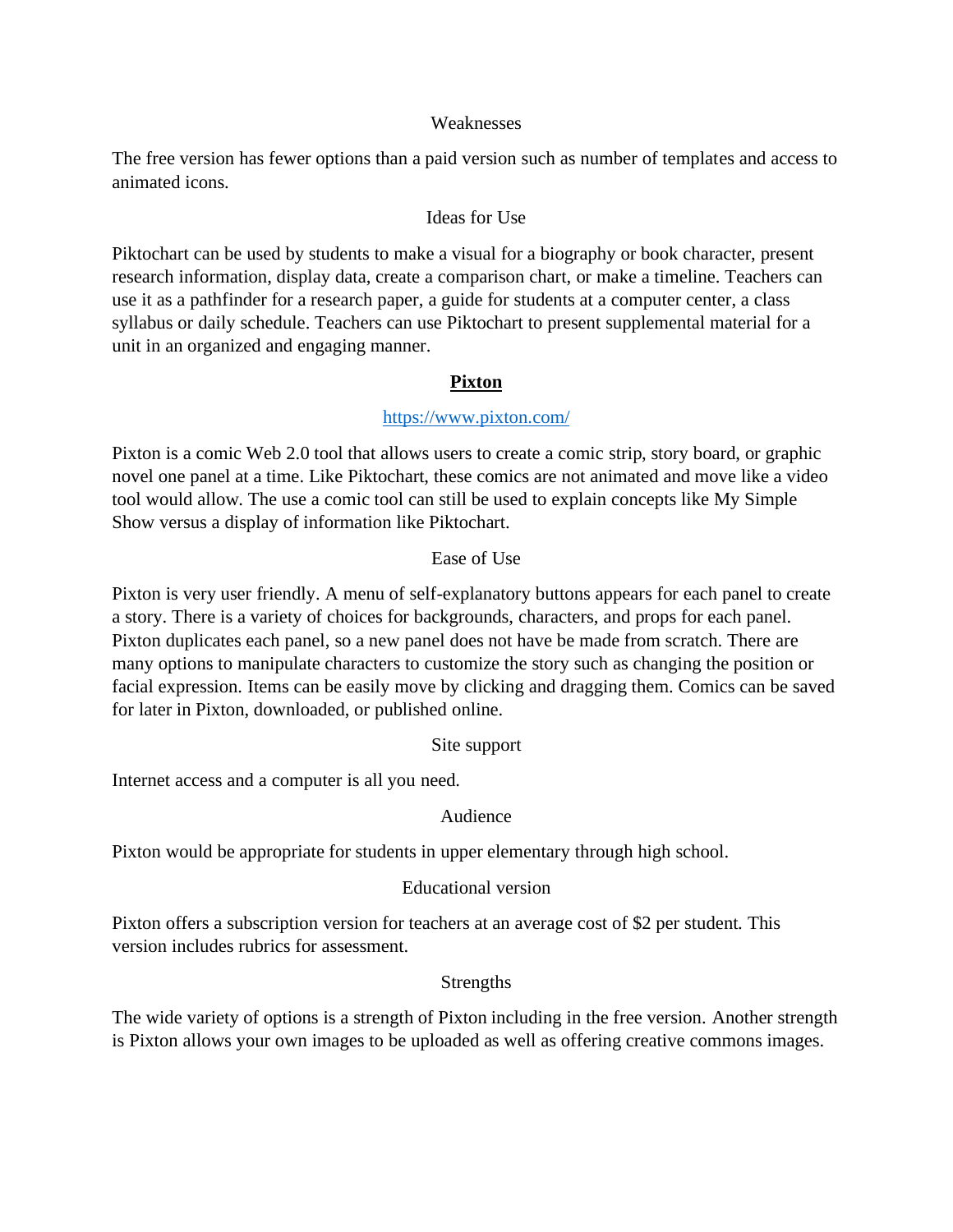### Weaknesses

The free version has fewer options than a paid version such as number of templates and access to animated icons.

### Ideas for Use

Piktochart can be used by students to make a visual for a biography or book character, present research information, display data, create a comparison chart, or make a timeline. Teachers can use it as a pathfinder for a research paper, a guide for students at a computer center, a class syllabus or daily schedule. Teachers can use Piktochart to present supplemental material for a unit in an organized and engaging manner.

## Pixton

[https://www.pixton.com/](https://www.pixton.com/)

Pixton is a comic Web 2.0 tool that allows users to create a comic strip, story board, or graphic novel one panel at a time. Like Piktochart, these comics are not animated and move like a video tool would allow. The use a comic tool can still be used to explain concepts like My Simple Show versus a display of information like Piktochart.

### Ease of Use

Pixton is very user friendly. A menu of self-explanatory buttons appears for each panel to create a story. There is a variety of choices for backgrounds, characters, and props for each panel. Pixton duplicates each panel, so a new panel does not have be made from scratch. There are many options to manipulate characters to customize the story such as changing the position or facial expression. Items can be easily move by clicking and dragging them. Comics can be saved for later in Pixton, downloaded, or published online.

### Site support

Internet access and a computer is all you need.

### Audience

Pixton would be appropriate for students in upper elementary through high school.

### Educational version

Pixton offers a subscription version for teachers at an average cost of $2 per student. This version includes rubrics for assessment.

### Strengths

The wide variety of options is a strength of Pixton including in the free version. Another strength is Pixton allows your own images to be uploaded as well as offering creative commons images.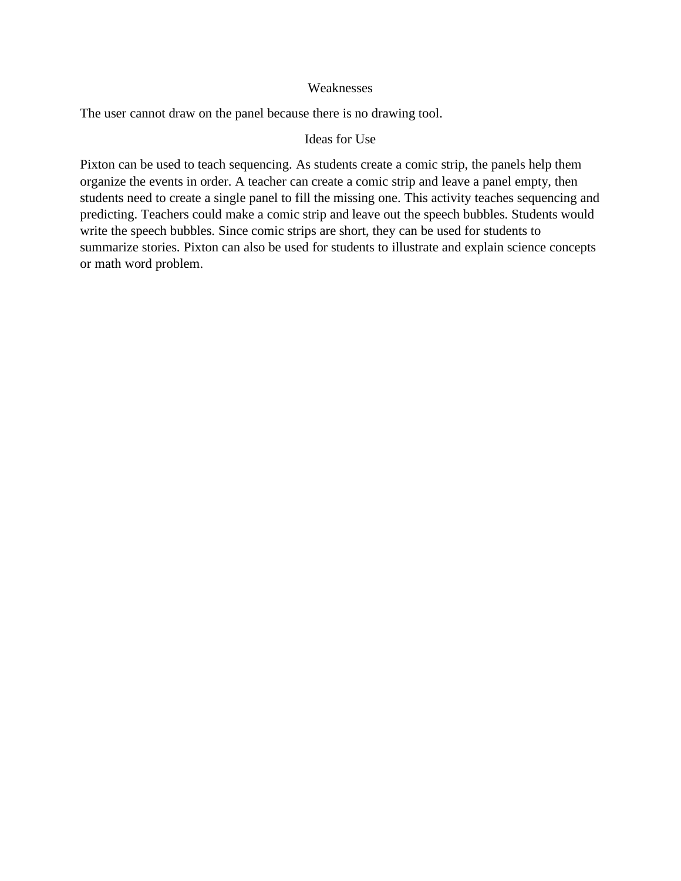## Weaknesses

The user cannot draw on the panel because there is no drawing tool.

## Ideas for Use

Pixton can be used to teach sequencing. As students create a comic strip, the panels help them organize the events in order. A teacher can create a comic strip and leave a panel empty, then students need to create a single panel to fill the missing one. This activity teaches sequencing and predicting. Teachers could make a comic strip and leave out the speech bubbles. Students would write the speech bubbles. Since comic strips are short, they can be used for students to summarize stories. Pixton can also be used for students to illustrate and explain science concepts or math word problem.